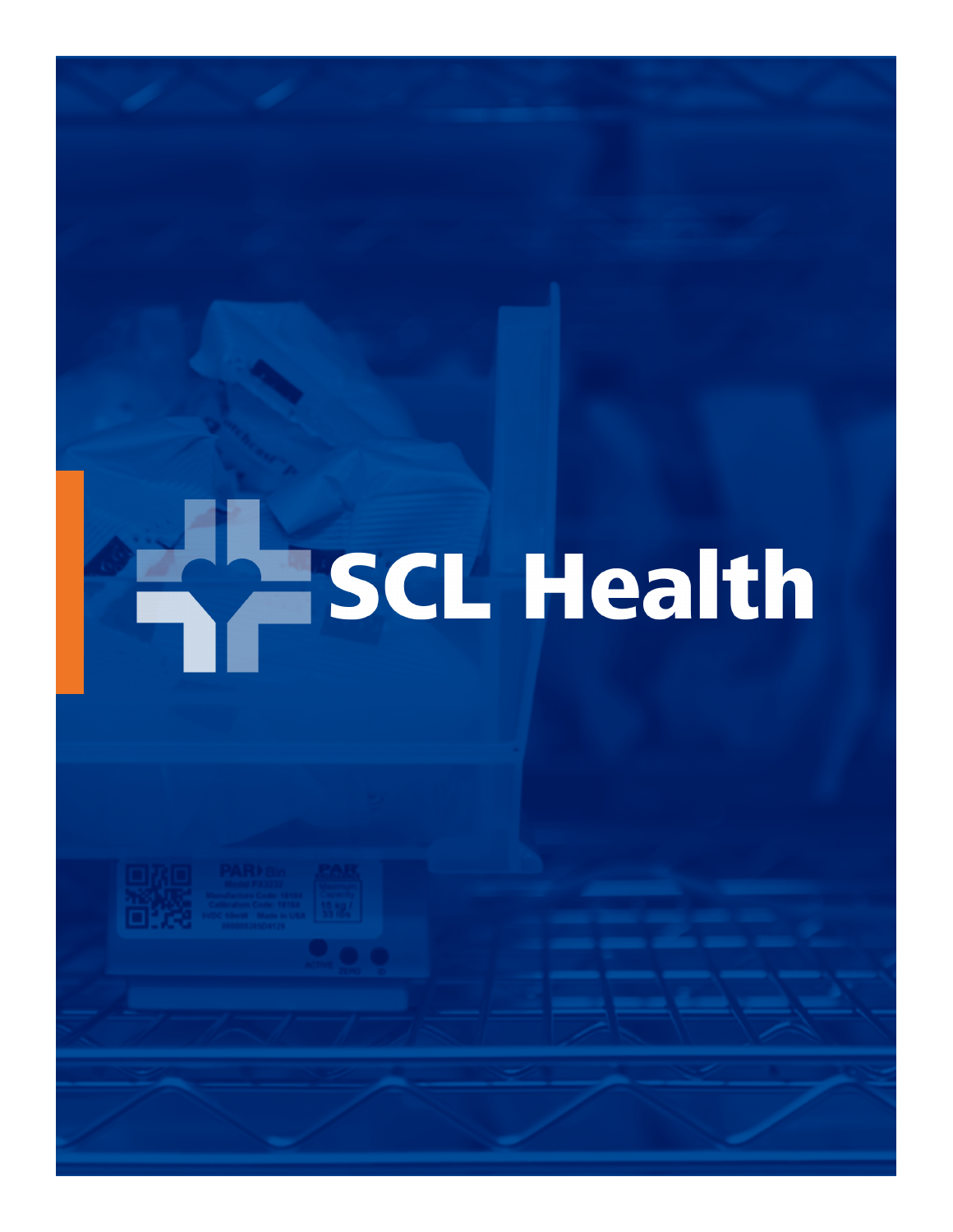# SCL Health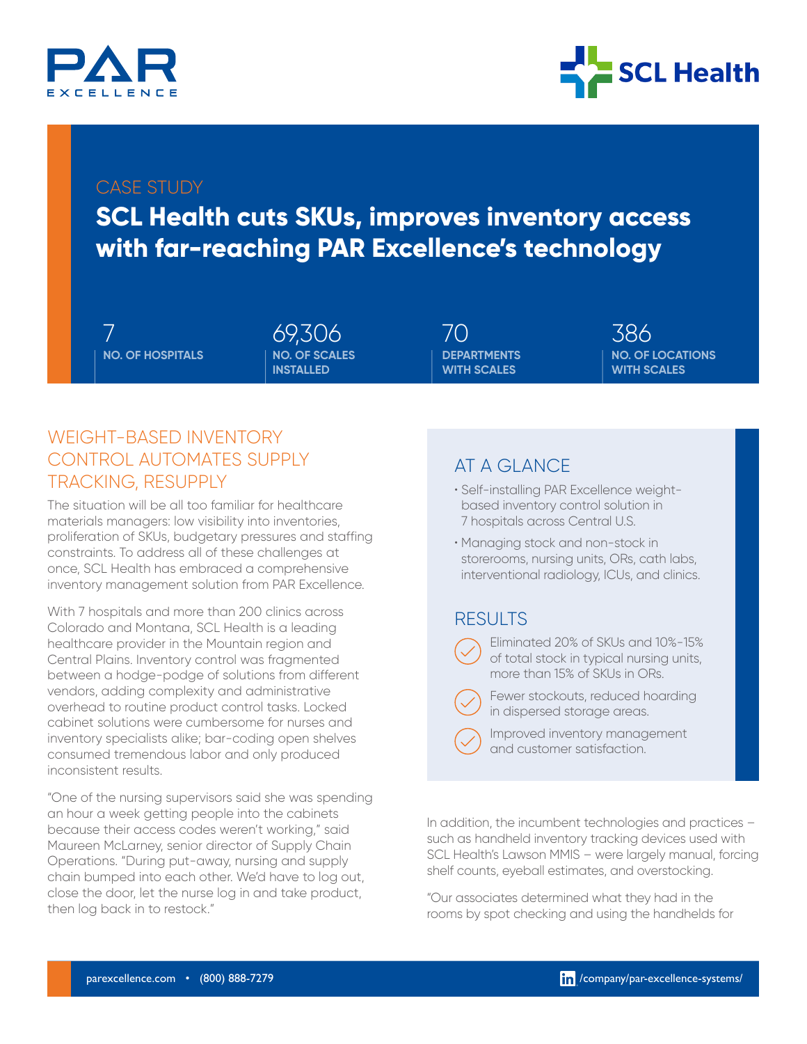# CASE STUDY

## SCL Health cuts SKUs, improves inventory access with far-reaching PAR Excellence's technology

| 7 | 69,306 | 70 | 386 |
|---|---|---|---|
| NO. OF HOSPITALS | NO. OF SCALES INSTALLED | DEPARTMENTS WITH SCALES | NO. OF LOCATIONS WITH SCALES |

## WEIGHT-BASED INVENTORY CONTROL AUTOMATES SUPPLY TRACKING, RESUPPLY

The situation will be all too familiar for healthcare materials managers: low visibility into inventories, proliferation of SKUs, budgetary pressures and staffing constraints. To address all of these challenges at once, SCL Health has embraced a comprehensive inventory management solution from PAR Excellence.

With 7 hospitals and more than 200 clinics across Colorado and Montana, SCL Health is a leading healthcare provider in the Mountain region and Central Plains. Inventory control was fragmented between a hodge-podge of solutions from different vendors, adding complexity and administrative overhead to routine product control tasks. Locked cabinet solutions were cumbersome for nurses and inventory specialists alike; bar-coding open shelves consumed tremendous labor and only produced inconsistent results.

"One of the nursing supervisors said she was spending an hour a week getting people into the cabinets because their access codes weren't working," said Maureen McLarney, senior director of Supply Chain Operations. "During put-away, nursing and supply chain bumped into each other. We'd have to log out, close the door, let the nurse log in and take product, then log back in to restock."

### AT A GLANCE

- Self-installing PAR Excellence weight-based inventory control solution in 7 hospitals across Central U.S.
- Managing stock and non-stock in storerooms, nursing units, ORs, cath labs, interventional radiology, ICUs, and clinics.

### RESULTS

- Eliminated 20% of SKUs and 10%-15% of total stock in typical nursing units, more than 15% of SKUs in ORs.
- Fewer stockouts, reduced hoarding in dispersed storage areas.
- Improved inventory management and customer satisfaction.

In addition, the incumbent technologies and practices – such as handheld inventory tracking devices used with SCL Health's Lawson MMIS – were largely manual, forcing shelf counts, eyeball estimates, and overstocking.

"Our associates determined what they had in the rooms by spot checking and using the handhelds for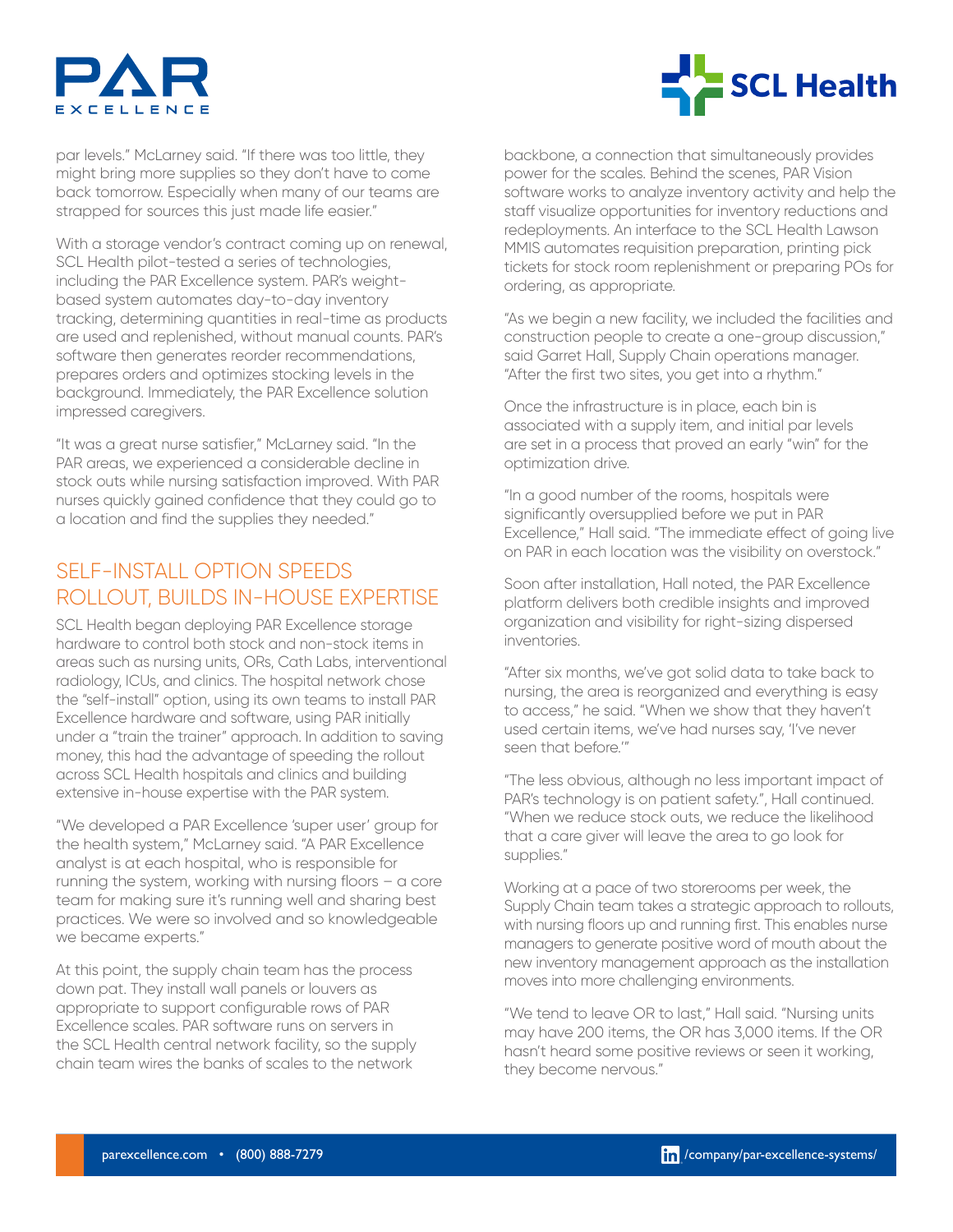par levels." McLarney said. "If there was too little, they might bring more supplies so they don't have to come back tomorrow. Especially when many of our teams are strapped for sources this just made life easier."

With a storage vendor's contract coming up on renewal, SCL Health pilot-tested a series of technologies, including the PAR Excellence system. PAR's weight-based system automates day-to-day inventory tracking, determining quantities in real-time as products are used and replenished, without manual counts. PAR's software then generates reorder recommendations, prepares orders and optimizes stocking levels in the background. Immediately, the PAR Excellence solution impressed caregivers.

"It was a great nurse satisfier," McLarney said. "In the PAR areas, we experienced a considerable decline in stock outs while nursing satisfaction improved. With PAR nurses quickly gained confidence that they could go to a location and find the supplies they needed."

## SELF-INSTALL OPTION SPEEDS ROLLOUT, BUILDS IN-HOUSE EXPERTISE

SCL Health began deploying PAR Excellence storage hardware to control both stock and non-stock items in areas such as nursing units, ORs, Cath Labs, interventional radiology, ICUs, and clinics. The hospital network chose the "self-install" option, using its own teams to install PAR Excellence hardware and software, using PAR initially under a "train the trainer" approach. In addition to saving money, this had the advantage of speeding the rollout across SCL Health hospitals and clinics and building extensive in-house expertise with the PAR system.

"We developed a PAR Excellence 'super user' group for the health system," McLarney said. "A PAR Excellence analyst is at each hospital, who is responsible for running the system, working with nursing floors – a core team for making sure it's running well and sharing best practices. We were so involved and so knowledgeable we became experts."

At this point, the supply chain team has the process down pat. They install wall panels or louvers as appropriate to support configurable rows of PAR Excellence scales. PAR software runs on servers in the SCL Health central network facility, so the supply chain team wires the banks of scales to the network backbone, a connection that simultaneously provides power for the scales. Behind the scenes, PAR Vision software works to analyze inventory activity and help the staff visualize opportunities for inventory reductions and redeployments. An interface to the SCL Health Lawson MMIS automates requisition preparation, printing pick tickets for stock room replenishment or preparing POs for ordering, as appropriate.

"As we begin a new facility, we included the facilities and construction people to create a one-group discussion," said Garret Hall, Supply Chain operations manager. "After the first two sites, you get into a rhythm."

Once the infrastructure is in place, each bin is associated with a supply item, and initial par levels are set in a process that proved an early "win" for the optimization drive.

"In a good number of the rooms, hospitals were significantly oversupplied before we put in PAR Excellence," Hall said. "The immediate effect of going live on PAR in each location was the visibility on overstock."

Soon after installation, Hall noted, the PAR Excellence platform delivers both credible insights and improved organization and visibility for right-sizing dispersed inventories.

"After six months, we've got solid data to take back to nursing, the area is reorganized and everything is easy to access," he said. "When we show that they haven't used certain items, we've had nurses say, 'I've never seen that before.'"

"The less obvious, although no less important impact of PAR's technology is on patient safety.", Hall continued. "When we reduce stock outs, we reduce the likelihood that a care giver will leave the area to go look for supplies."

Working at a pace of two storerooms per week, the Supply Chain team takes a strategic approach to rollouts, with nursing floors up and running first. This enables nurse managers to generate positive word of mouth about the new inventory management approach as the installation moves into more challenging environments.

"We tend to leave OR to last," Hall said. "Nursing units may have 200 items, the OR has 3,000 items. If the OR hasn't heard some positive reviews or seen it working, they become nervous."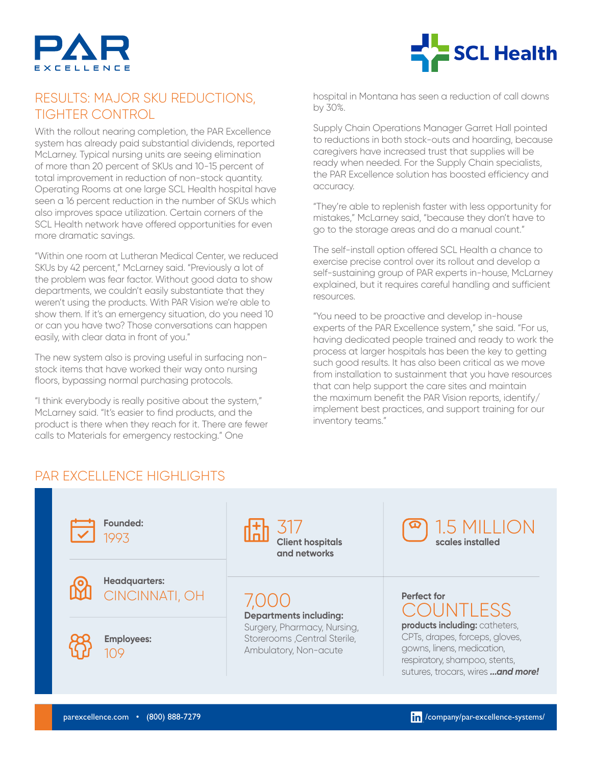## RESULTS: MAJOR SKU REDUCTIONS, TIGHTER CONTROL

With the rollout nearing completion, the PAR Excellence system has already paid substantial dividends, reported McLarney. Typical nursing units are seeing elimination of more than 20 percent of SKUs and 10-15 percent of total improvement in reduction of non-stock quantity. Operating Rooms at one large SCL Health hospital have seen a 16 percent reduction in the number of SKUs which also improves space utilization. Certain corners of the SCL Health network have offered opportunities for even more dramatic savings.

"Within one room at Lutheran Medical Center, we reduced SKUs by 42 percent," McLarney said. "Previously a lot of the problem was fear factor. Without good data to show departments, we couldn't easily substantiate that they weren't using the products. With PAR Vision we're able to show them. If it's an emergency situation, do you need 10 or can you have two? Those conversations can happen easily, with clear data in front of you."

The new system also is proving useful in surfacing non-stock items that have worked their way onto nursing floors, bypassing normal purchasing protocols.

"I think everybody is really positive about the system," McLarney said. "It's easier to find products, and the product is there when they reach for it. There are fewer calls to Materials for emergency restocking." One hospital in Montana has seen a reduction of call downs by 30%.

Supply Chain Operations Manager Garret Hall pointed to reductions in both stock-outs and hoarding, because caregivers have increased trust that supplies will be ready when needed. For the Supply Chain specialists, the PAR Excellence solution has boosted efficiency and accuracy.

"They're able to replenish faster with less opportunity for mistakes," McLarney said, "because they don't have to go to the storage areas and do a manual count."

The self-install option offered SCL Health a chance to exercise precise control over its rollout and develop a self-sustaining group of PAR experts in-house, McLarney explained, but it requires careful handling and sufficient resources.

"You need to be proactive and develop in-house experts of the PAR Excellence system," she said. "For us, having dedicated people trained and ready to work the process at larger hospitals has been the key to getting such good results. It has also been critical as we move from installation to sustainment that you have resources that can help support the care sites and maintain the maximum benefit the PAR Vision reports, identify/implement best practices, and support training for our inventory teams."

## PAR EXCELLENCE HIGHLIGHTS

**Founded:** 1993

**Headquarters:** CINCINNATI, OH

**Employees:** 109

317 **Client hospitals and networks**

7,000 **Departments including:** Surgery, Pharmacy, Nursing, Storerooms ,Central Sterile, Ambulatory, Non-acute

1.5 MILLION **scales installed**

**Perfect for** COUNTLESS **products including:** catheters, CPTs, drapes, forceps, gloves, gowns, linens, medication, respiratory, shampoo, stents, sutures, trocars, wires ***...and more!***

parexcellence.com • (800) 888-7279 /company/par-excellence-systems/